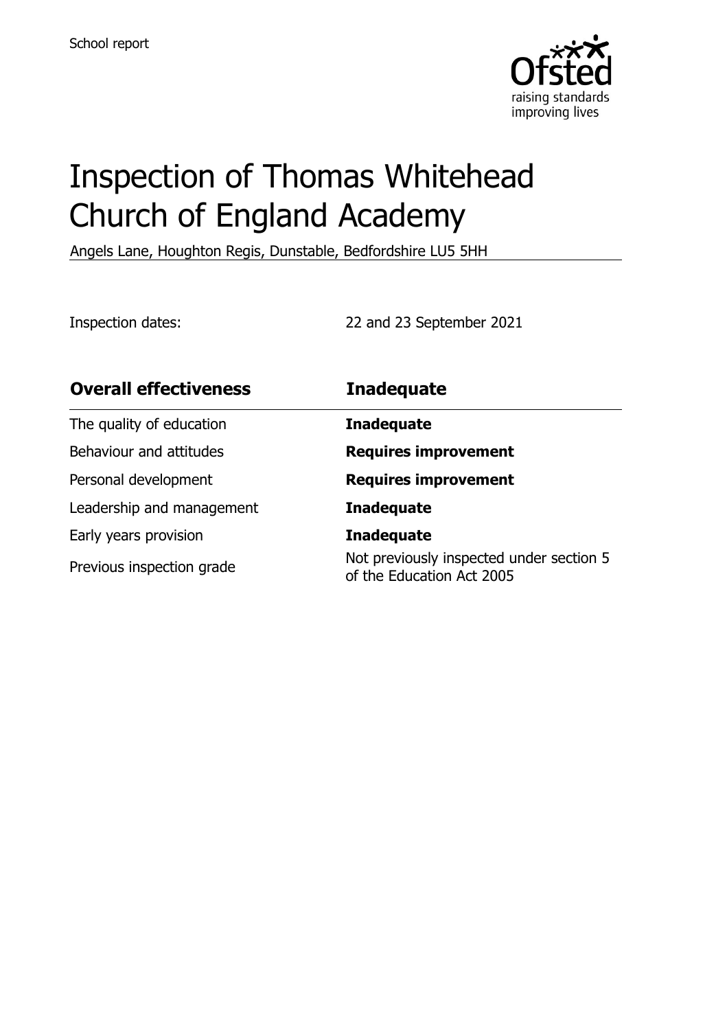School report

# Inspection of Thomas Whitehead Church of England Academy

Angels Lane, Houghton Regis, Dunstable, Bedfordshire LU5 5HH

Inspection dates: 22 and 23 September 2021

| **Overall effectiveness** | **Inadequate** |
| --- | --- |
| The quality of education | **Inadequate** |
| Behaviour and attitudes | **Requires improvement** |
| Personal development | **Requires improvement** |
| Leadership and management | **Inadequate** |
| Early years provision | **Inadequate** |
| Previous inspection grade | Not previously inspected under section 5 of the Education Act 2005 |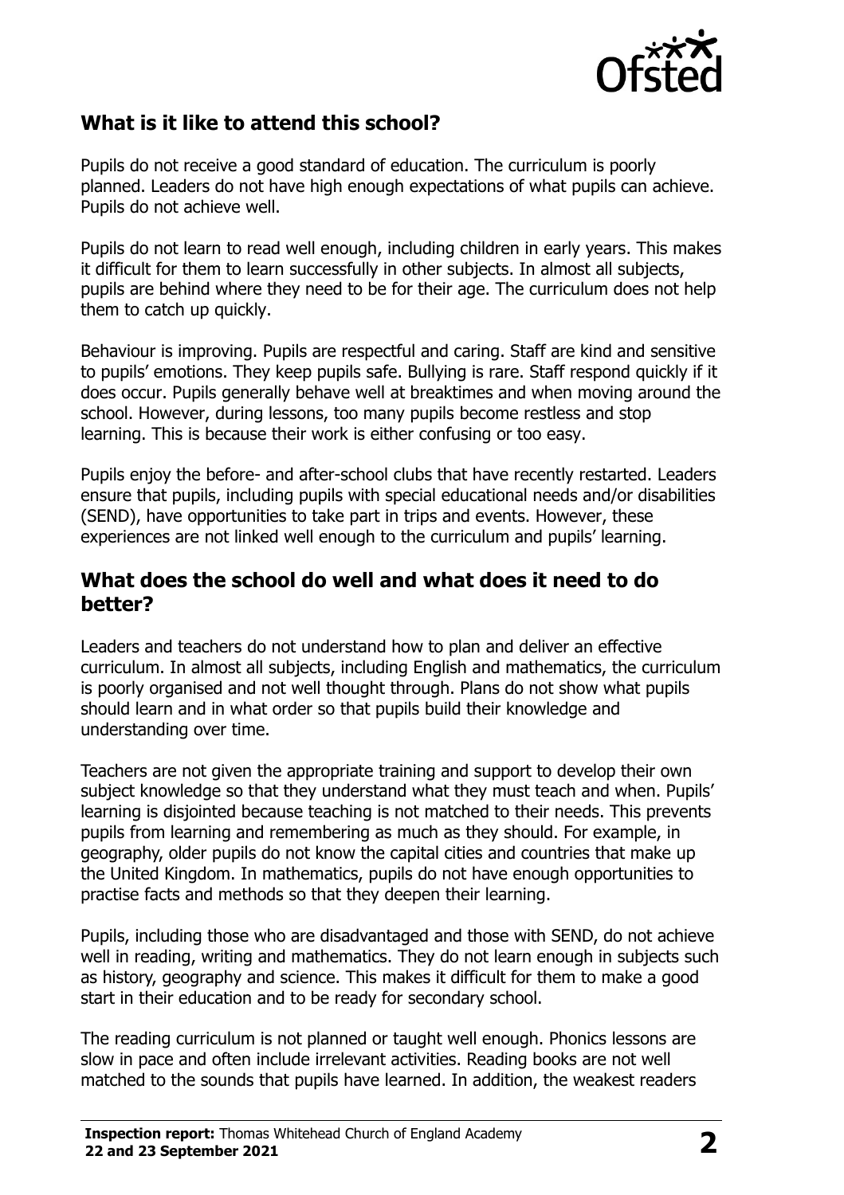## What is it like to attend this school?

Pupils do not receive a good standard of education. The curriculum is poorly planned. Leaders do not have high enough expectations of what pupils can achieve. Pupils do not achieve well.

Pupils do not learn to read well enough, including children in early years. This makes it difficult for them to learn successfully in other subjects. In almost all subjects, pupils are behind where they need to be for their age. The curriculum does not help them to catch up quickly.

Behaviour is improving. Pupils are respectful and caring. Staff are kind and sensitive to pupils' emotions. They keep pupils safe. Bullying is rare. Staff respond quickly if it does occur. Pupils generally behave well at breaktimes and when moving around the school. However, during lessons, too many pupils become restless and stop learning. This is because their work is either confusing or too easy.

Pupils enjoy the before- and after-school clubs that have recently restarted. Leaders ensure that pupils, including pupils with special educational needs and/or disabilities (SEND), have opportunities to take part in trips and events. However, these experiences are not linked well enough to the curriculum and pupils' learning.

## What does the school do well and what does it need to do better?

Leaders and teachers do not understand how to plan and deliver an effective curriculum. In almost all subjects, including English and mathematics, the curriculum is poorly organised and not well thought through. Plans do not show what pupils should learn and in what order so that pupils build their knowledge and understanding over time.

Teachers are not given the appropriate training and support to develop their own subject knowledge so that they understand what they must teach and when. Pupils' learning is disjointed because teaching is not matched to their needs. This prevents pupils from learning and remembering as much as they should. For example, in geography, older pupils do not know the capital cities and countries that make up the United Kingdom. In mathematics, pupils do not have enough opportunities to practise facts and methods so that they deepen their learning.

Pupils, including those who are disadvantaged and those with SEND, do not achieve well in reading, writing and mathematics. They do not learn enough in subjects such as history, geography and science. This makes it difficult for them to make a good start in their education and to be ready for secondary school.

The reading curriculum is not planned or taught well enough. Phonics lessons are slow in pace and often include irrelevant activities. Reading books are not well matched to the sounds that pupils have learned. In addition, the weakest readers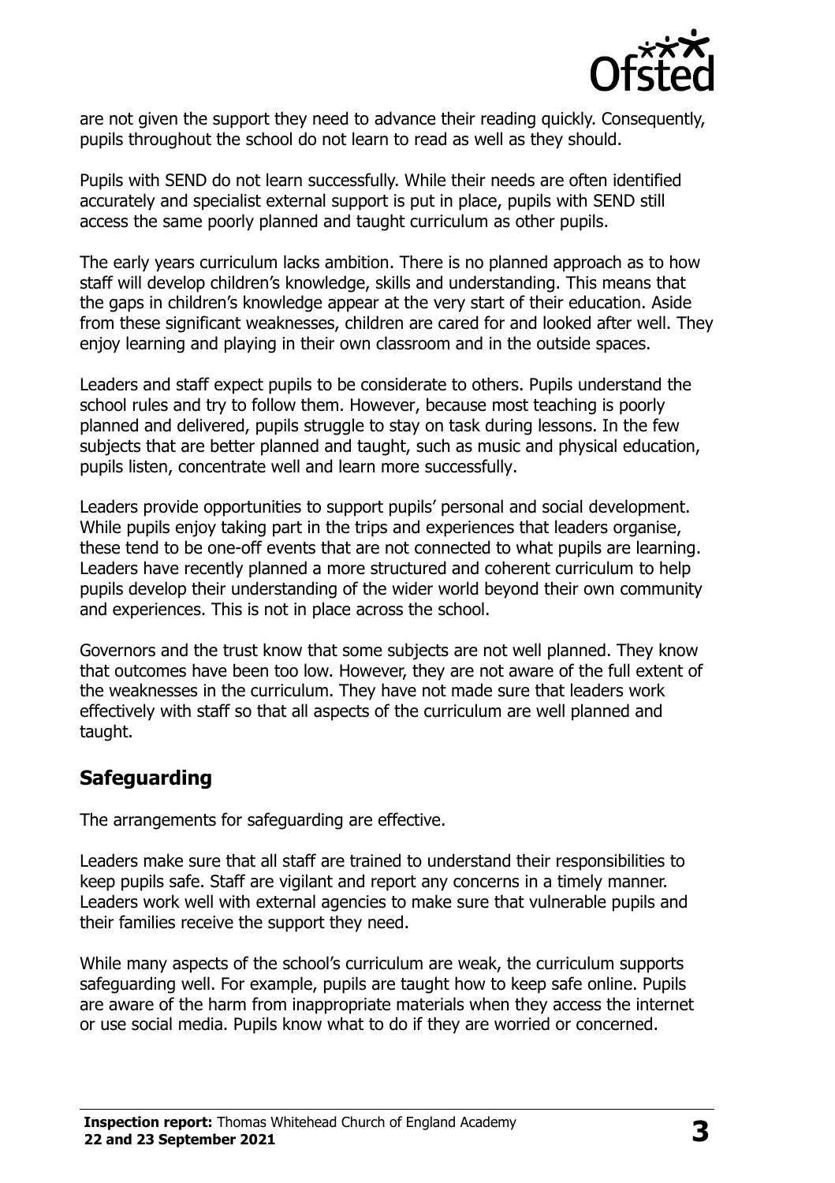are not given the support they need to advance their reading quickly. Consequently, pupils throughout the school do not learn to read as well as they should.

Pupils with SEND do not learn successfully. While their needs are often identified accurately and specialist external support is put in place, pupils with SEND still access the same poorly planned and taught curriculum as other pupils.

The early years curriculum lacks ambition. There is no planned approach as to how staff will develop children's knowledge, skills and understanding. This means that the gaps in children's knowledge appear at the very start of their education. Aside from these significant weaknesses, children are cared for and looked after well. They enjoy learning and playing in their own classroom and in the outside spaces.

Leaders and staff expect pupils to be considerate to others. Pupils understand the school rules and try to follow them. However, because most teaching is poorly planned and delivered, pupils struggle to stay on task during lessons. In the few subjects that are better planned and taught, such as music and physical education, pupils listen, concentrate well and learn more successfully.

Leaders provide opportunities to support pupils' personal and social development. While pupils enjoy taking part in the trips and experiences that leaders organise, these tend to be one-off events that are not connected to what pupils are learning. Leaders have recently planned a more structured and coherent curriculum to help pupils develop their understanding of the wider world beyond their own community and experiences. This is not in place across the school.

Governors and the trust know that some subjects are not well planned. They know that outcomes have been too low. However, they are not aware of the full extent of the weaknesses in the curriculum. They have not made sure that leaders work effectively with staff so that all aspects of the curriculum are well planned and taught.

## Safeguarding

The arrangements for safeguarding are effective.

Leaders make sure that all staff are trained to understand their responsibilities to keep pupils safe. Staff are vigilant and report any concerns in a timely manner. Leaders work well with external agencies to make sure that vulnerable pupils and their families receive the support they need.

While many aspects of the school's curriculum are weak, the curriculum supports safeguarding well. For example, pupils are taught how to keep safe online. Pupils are aware of the harm from inappropriate materials when they access the internet or use social media. Pupils know what to do if they are worried or concerned.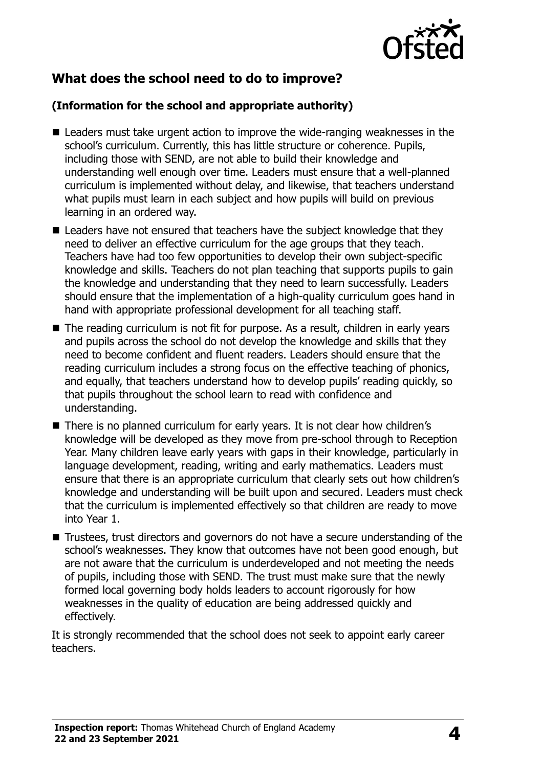## What does the school need to do to improve?

### (Information for the school and appropriate authority)

- Leaders must take urgent action to improve the wide-ranging weaknesses in the school's curriculum. Currently, this has little structure or coherence. Pupils, including those with SEND, are not able to build their knowledge and understanding well enough over time. Leaders must ensure that a well-planned curriculum is implemented without delay, and likewise, that teachers understand what pupils must learn in each subject and how pupils will build on previous learning in an ordered way.
- Leaders have not ensured that teachers have the subject knowledge that they need to deliver an effective curriculum for the age groups that they teach. Teachers have had too few opportunities to develop their own subject-specific knowledge and skills. Teachers do not plan teaching that supports pupils to gain the knowledge and understanding that they need to learn successfully. Leaders should ensure that the implementation of a high-quality curriculum goes hand in hand with appropriate professional development for all teaching staff.
- The reading curriculum is not fit for purpose. As a result, children in early years and pupils across the school do not develop the knowledge and skills that they need to become confident and fluent readers. Leaders should ensure that the reading curriculum includes a strong focus on the effective teaching of phonics, and equally, that teachers understand how to develop pupils' reading quickly, so that pupils throughout the school learn to read with confidence and understanding.
- There is no planned curriculum for early years. It is not clear how children's knowledge will be developed as they move from pre-school through to Reception Year. Many children leave early years with gaps in their knowledge, particularly in language development, reading, writing and early mathematics. Leaders must ensure that there is an appropriate curriculum that clearly sets out how children's knowledge and understanding will be built upon and secured. Leaders must check that the curriculum is implemented effectively so that children are ready to move into Year 1.
- Trustees, trust directors and governors do not have a secure understanding of the school's weaknesses. They know that outcomes have not been good enough, but are not aware that the curriculum is underdeveloped and not meeting the needs of pupils, including those with SEND. The trust must make sure that the newly formed local governing body holds leaders to account rigorously for how weaknesses in the quality of education are being addressed quickly and effectively.

It is strongly recommended that the school does not seek to appoint early career teachers.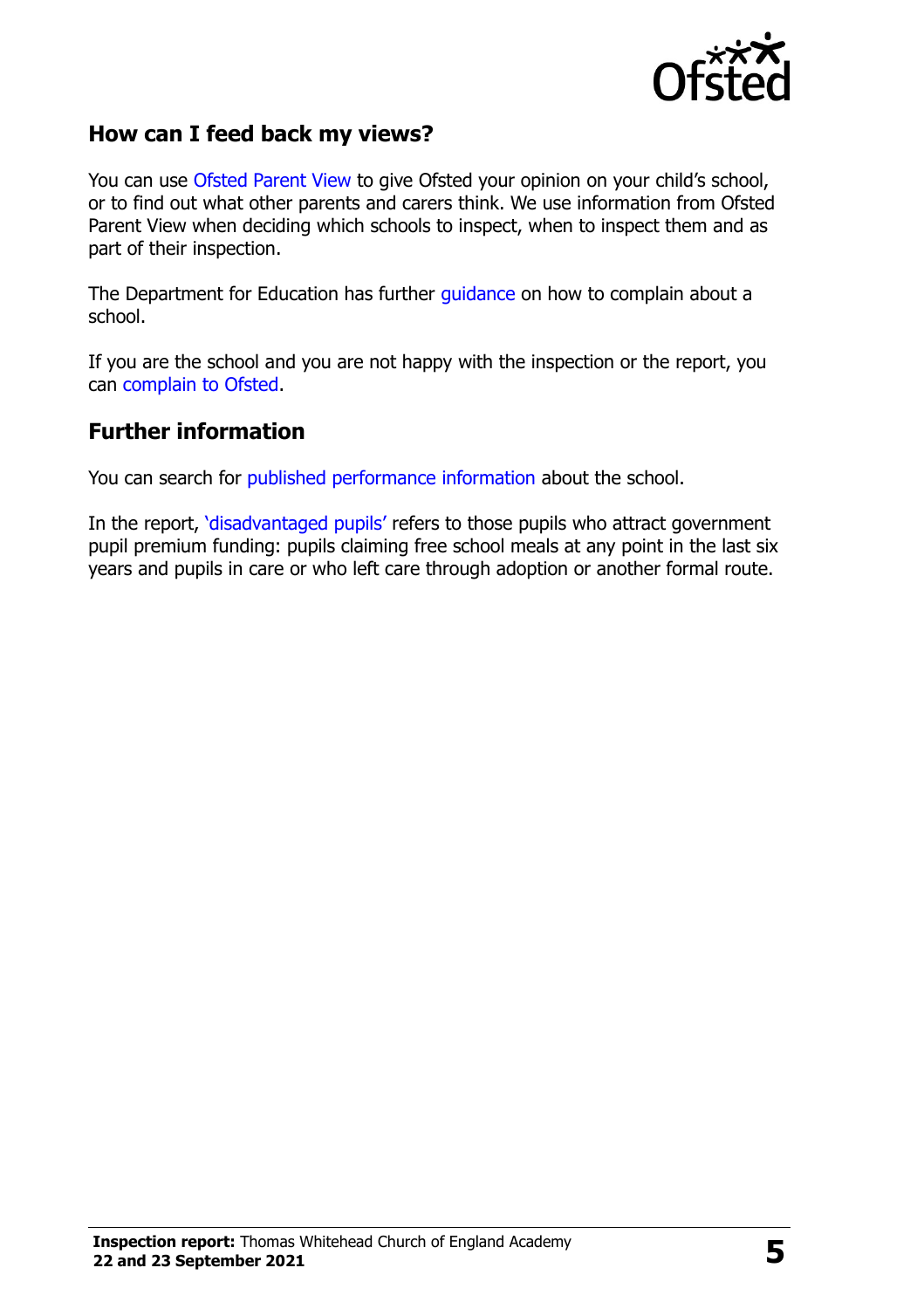## How can I feed back my views?

You can use Ofsted Parent View to give Ofsted your opinion on your child's school, or to find out what other parents and carers think. We use information from Ofsted Parent View when deciding which schools to inspect, when to inspect them and as part of their inspection.

The Department for Education has further guidance on how to complain about a school.

If you are the school and you are not happy with the inspection or the report, you can complain to Ofsted.

## Further information

You can search for published performance information about the school.

In the report, 'disadvantaged pupils' refers to those pupils who attract government pupil premium funding: pupils claiming free school meals at any point in the last six years and pupils in care or who left care through adoption or another formal route.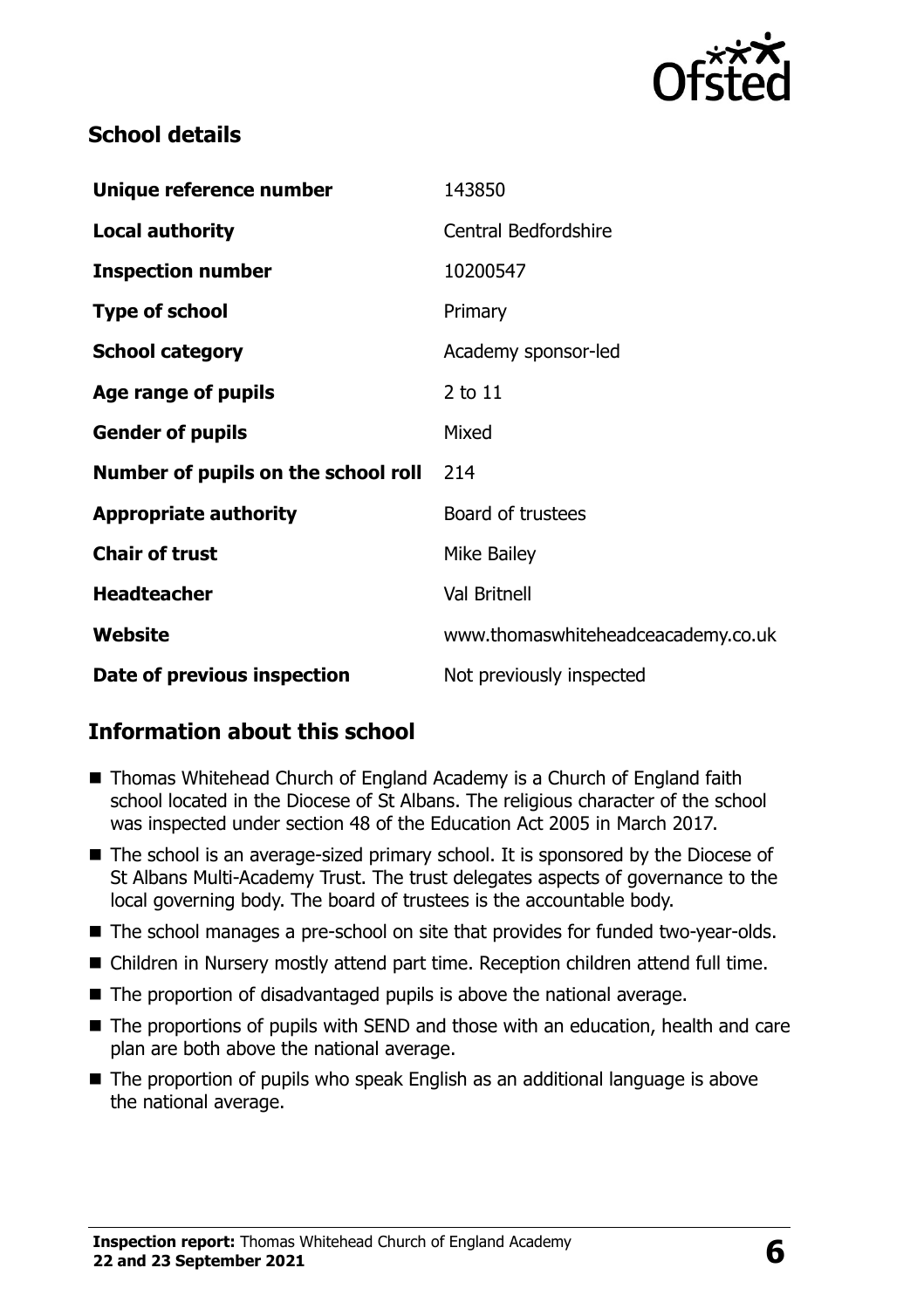## School details

| Unique reference number | 143850 |
|---|---|
| **Local authority** | Central Bedfordshire |
| **Inspection number** | 10200547 |
| **Type of school** | Primary |
| **School category** | Academy sponsor-led |
| **Age range of pupils** | 2 to 11 |
| **Gender of pupils** | Mixed |
| **Number of pupils on the school roll** | 214 |
| **Appropriate authority** | Board of trustees |
| **Chair of trust** | Mike Bailey |
| **Headteacher** | Val Britnell |
| **Website** | www.thomaswhiteheadceacademy.co.uk |
| **Date of previous inspection** | Not previously inspected |

## Information about this school

- Thomas Whitehead Church of England Academy is a Church of England faith school located in the Diocese of St Albans. The religious character of the school was inspected under section 48 of the Education Act 2005 in March 2017.
- The school is an average-sized primary school. It is sponsored by the Diocese of St Albans Multi-Academy Trust. The trust delegates aspects of governance to the local governing body. The board of trustees is the accountable body.
- The school manages a pre-school on site that provides for funded two-year-olds.
- Children in Nursery mostly attend part time. Reception children attend full time.
- The proportion of disadvantaged pupils is above the national average.
- The proportions of pupils with SEND and those with an education, health and care plan are both above the national average.
- The proportion of pupils who speak English as an additional language is above the national average.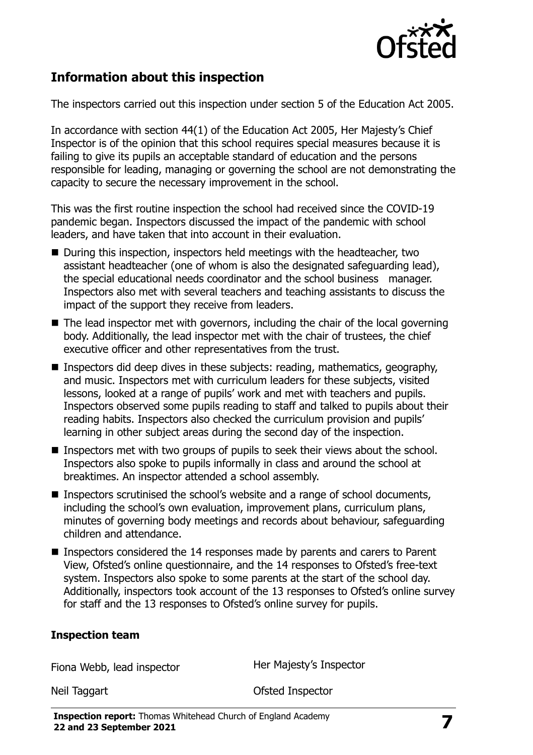## Information about this inspection

The inspectors carried out this inspection under section 5 of the Education Act 2005.

In accordance with section 44(1) of the Education Act 2005, Her Majesty's Chief Inspector is of the opinion that this school requires special measures because it is failing to give its pupils an acceptable standard of education and the persons responsible for leading, managing or governing the school are not demonstrating the capacity to secure the necessary improvement in the school.

This was the first routine inspection the school had received since the COVID-19 pandemic began. Inspectors discussed the impact of the pandemic with school leaders, and have taken that into account in their evaluation.

- During this inspection, inspectors held meetings with the headteacher, two assistant headteacher (one of whom is also the designated safeguarding lead), the special educational needs coordinator and the school business manager. Inspectors also met with several teachers and teaching assistants to discuss the impact of the support they receive from leaders.
- The lead inspector met with governors, including the chair of the local governing body. Additionally, the lead inspector met with the chair of trustees, the chief executive officer and other representatives from the trust.
- Inspectors did deep dives in these subjects: reading, mathematics, geography, and music. Inspectors met with curriculum leaders for these subjects, visited lessons, looked at a range of pupils' work and met with teachers and pupils. Inspectors observed some pupils reading to staff and talked to pupils about their reading habits. Inspectors also checked the curriculum provision and pupils' learning in other subject areas during the second day of the inspection.
- Inspectors met with two groups of pupils to seek their views about the school. Inspectors also spoke to pupils informally in class and around the school at breaktimes. An inspector attended a school assembly.
- Inspectors scrutinised the school's website and a range of school documents, including the school's own evaluation, improvement plans, curriculum plans, minutes of governing body meetings and records about behaviour, safeguarding children and attendance.
- Inspectors considered the 14 responses made by parents and carers to Parent View, Ofsted's online questionnaire, and the 14 responses to Ofsted's free-text system. Inspectors also spoke to some parents at the start of the school day. Additionally, inspectors took account of the 13 responses to Ofsted's online survey for staff and the 13 responses to Ofsted's online survey for pupils.

### Inspection team

| | |
|---|---|
| Fiona Webb, lead inspector | Her Majesty's Inspector |
| Neil Taggart | Ofsted Inspector |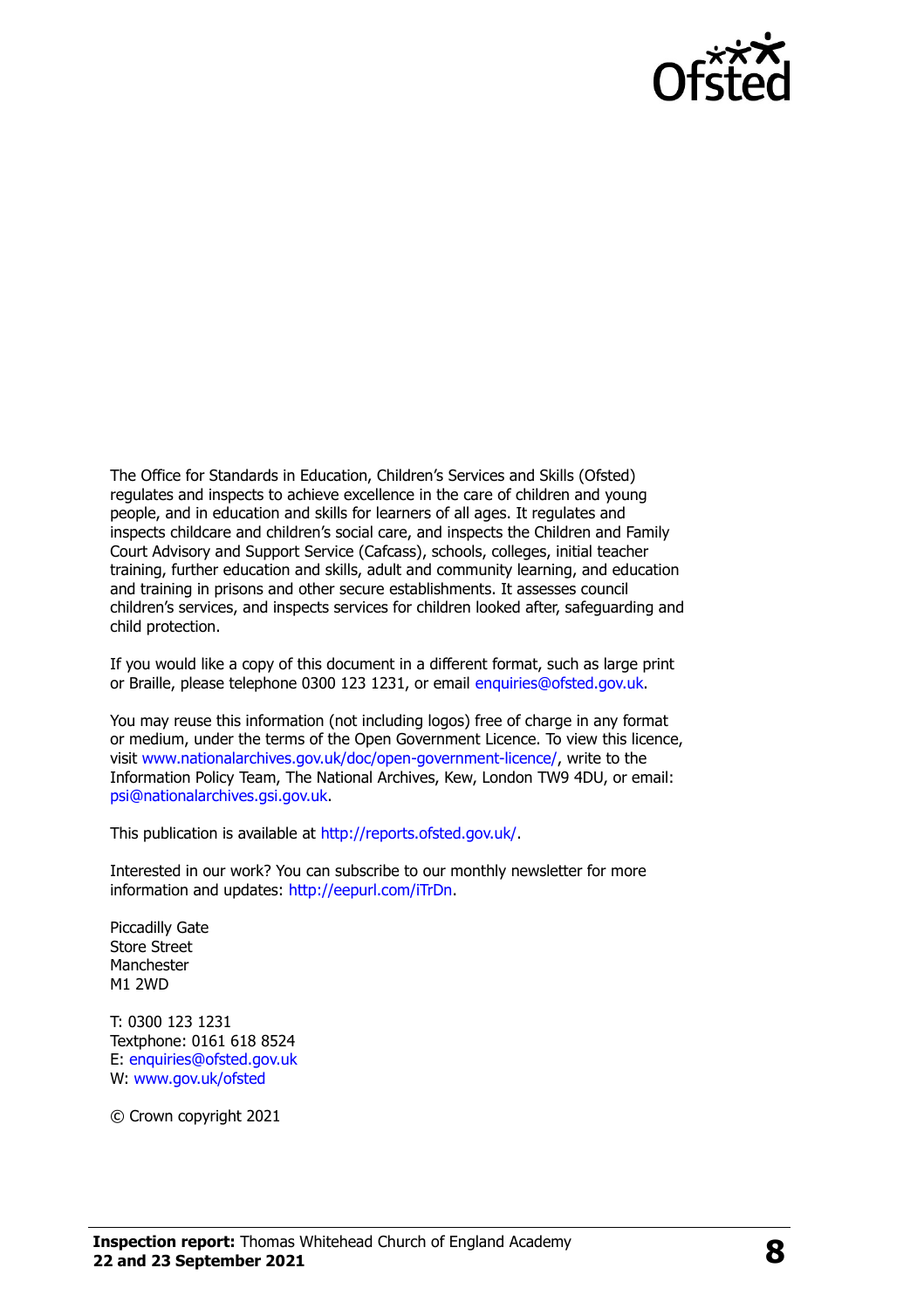The Office for Standards in Education, Children's Services and Skills (Ofsted) regulates and inspects to achieve excellence in the care of children and young people, and in education and skills for learners of all ages. It regulates and inspects childcare and children's social care, and inspects the Children and Family Court Advisory and Support Service (Cafcass), schools, colleges, initial teacher training, further education and skills, adult and community learning, and education and training in prisons and other secure establishments. It assesses council children's services, and inspects services for children looked after, safeguarding and child protection.

If you would like a copy of this document in a different format, such as large print or Braille, please telephone 0300 123 1231, or email enquiries@ofsted.gov.uk.

You may reuse this information (not including logos) free of charge in any format or medium, under the terms of the Open Government Licence. To view this licence, visit www.nationalarchives.gov.uk/doc/open-government-licence/, write to the Information Policy Team, The National Archives, Kew, London TW9 4DU, or email: psi@nationalarchives.gsi.gov.uk.

This publication is available at http://reports.ofsted.gov.uk/.

Interested in our work? You can subscribe to our monthly newsletter for more information and updates: http://eepurl.com/iTrDn.

Piccadilly Gate
Store Street
Manchester
M1 2WD

T: 0300 123 1231
Textphone: 0161 618 8524
E: enquiries@ofsted.gov.uk
W: www.gov.uk/ofsted

© Crown copyright 2021